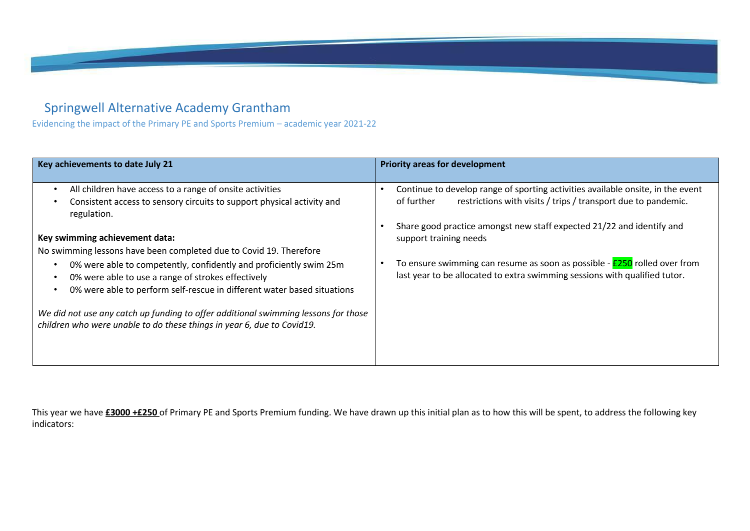# Springwell Alternative Academy Grantham

Evidencing the impact of the Primary PE and Sports Premium – academic year 2021-22

| **Key achievements to date July 21** | **Priority areas for development** |
|---|---|
| • All children have access to a range of onsite activities<br>• Consistent access to sensory circuits to support physical activity and regulation.<br><br>**Key swimming achievement data:**<br>No swimming lessons have been completed due to Covid 19. Therefore<br>• 0% were able to competently, confidently and proficiently swim 25m<br>• 0% were able to use a range of strokes effectively<br>• 0% were able to perform self-rescue in different water based situations<br><br>*We did not use any catch up funding to offer additional swimming lessons for those children who were unable to do these things in year 6, due to Covid19.* | • Continue to develop range of sporting activities available onsite, in the event of further restrictions with visits / trips / transport due to pandemic.<br><br>• Share good practice amongst new staff expected 21/22 and identify and support training needs<br><br>• To ensure swimming can resume as soon as possible - £250 rolled over from last year to be allocated to extra swimming sessions with qualified tutor. |

This year we have **£3000 +£250** of Primary PE and Sports Premium funding. We have drawn up this initial plan as to how this will be spent, to address the following key indicators: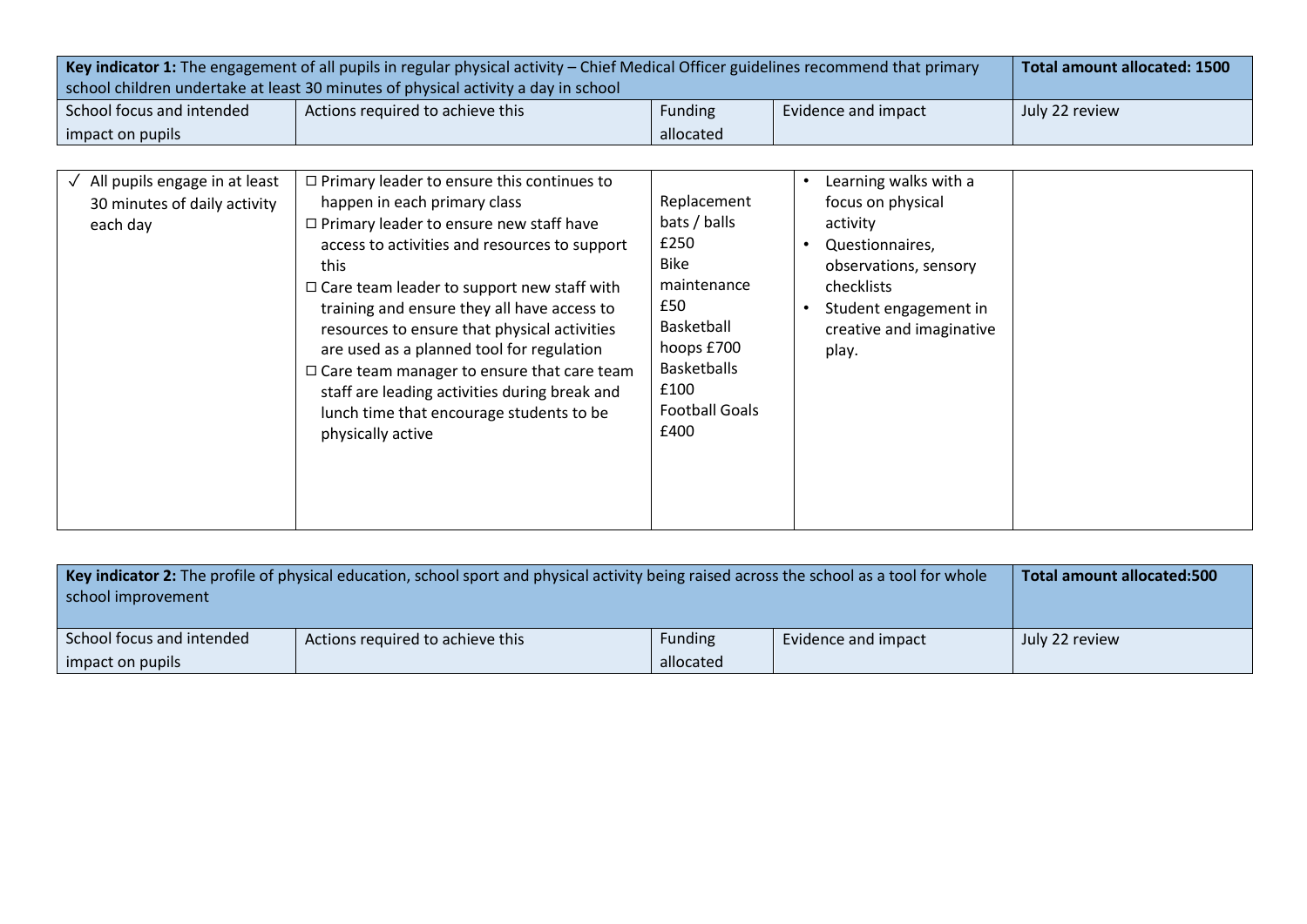| **Key indicator 1:** The engagement of all pupils in regular physical activity – Chief Medical Officer guidelines recommend that primary school children undertake at least 30 minutes of physical activity a day in school | | | | **Total amount allocated: 1500** |
|---|---|---|---|---|
| School focus and intended impact on pupils | Actions required to achieve this | Funding allocated | Evidence and impact | July 22 review |
| ✓ All pupils engage in at least 30 minutes of daily activity each day | ☐ Primary leader to ensure this continues to happen in each primary class<br>☐ Primary leader to ensure new staff have access to activities and resources to support this<br>☐ Care team leader to support new staff with training and ensure they all have access to resources to ensure that physical activities are used as a planned tool for regulation<br>☐ Care team manager to ensure that care team staff are leading activities during break and lunch time that encourage students to be physically active | Replacement bats / balls £250<br>Bike maintenance £50<br>Basketball hoops £700<br>Basketballs £100<br>Football Goals £400 | • Learning walks with a focus on physical activity<br>• Questionnaires, observations, sensory checklists<br>• Student engagement in creative and imaginative play. | |

| **Key indicator 2:** The profile of physical education, school sport and physical activity being raised across the school as a tool for whole school improvement | | | | **Total amount allocated:500** |
|---|---|---|---|---|
| School focus and intended impact on pupils | Actions required to achieve this | Funding allocated | Evidence and impact | July 22 review |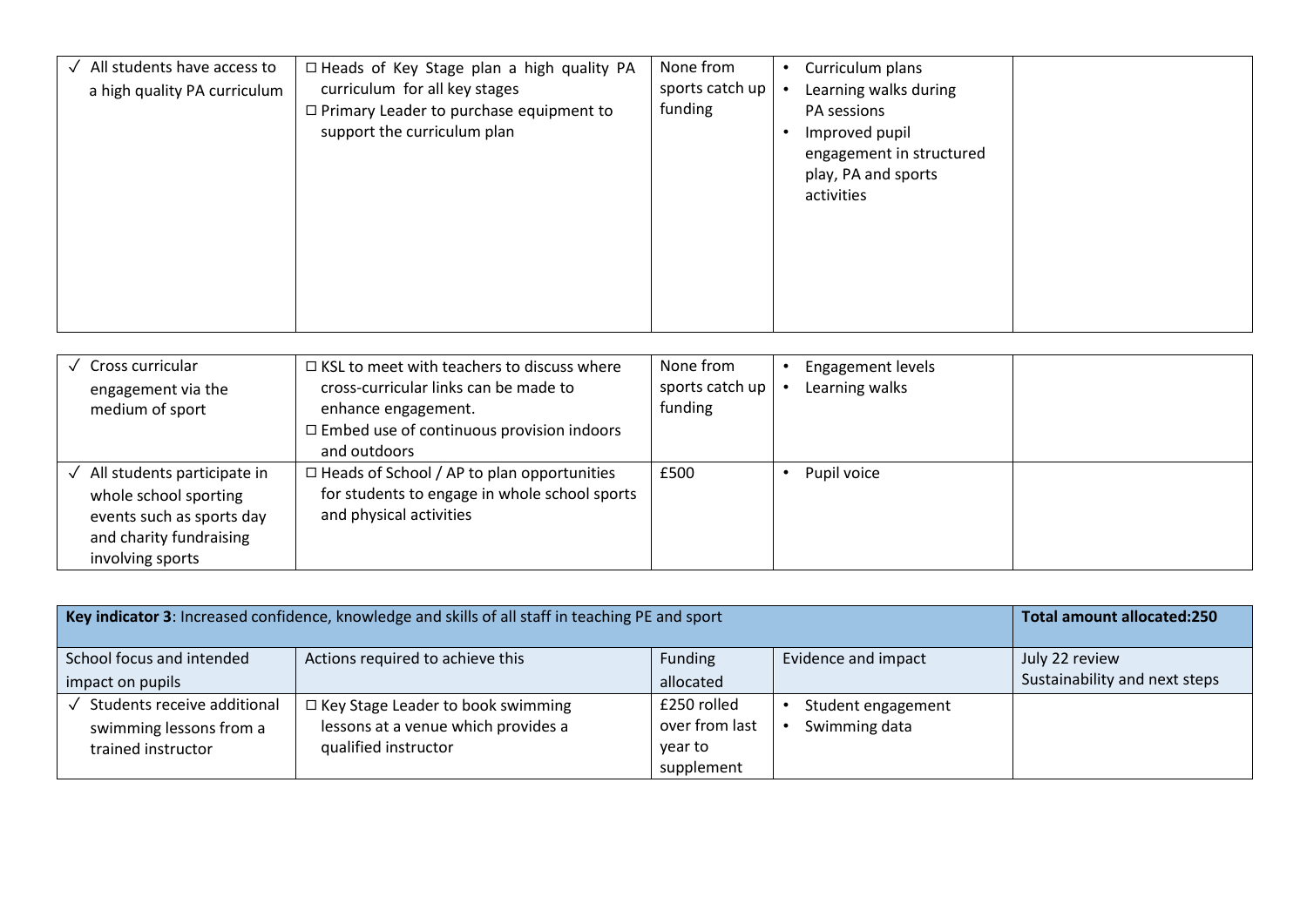| | | | | |
|---|---|---|---|---|
| ✓ All students have access to a high quality PA curriculum | ☐ Heads of Key Stage plan a high quality PA curriculum for all key stages<br>☐ Primary Leader to purchase equipment to support the curriculum plan | None from sports catch up funding | • Curriculum plans<br>• Learning walks during PA sessions<br>• Improved pupil engagement in structured play, PA and sports activities | |

| | | | | |
|---|---|---|---|---|
| ✓ Cross curricular engagement via the medium of sport | ☐ KSL to meet with teachers to discuss where cross-curricular links can be made to enhance engagement.<br>☐ Embed use of continuous provision indoors and outdoors | None from sports catch up funding | • Engagement levels<br>• Learning walks | |
| ✓ All students participate in whole school sporting events such as sports day and charity fundraising involving sports | ☐ Heads of School / AP to plan opportunities for students to engage in whole school sports and physical activities | £500 | • Pupil voice | |

| **Key indicator 3**: Increased confidence, knowledge and skills of all staff in teaching PE and sport | | | | **Total amount allocated:250** |
|---|---|---|---|---|
| School focus and intended impact on pupils | Actions required to achieve this | Funding allocated | Evidence and impact | July 22 review<br>Sustainability and next steps |
| ✓ Students receive additional swimming lessons from a trained instructor | ☐ Key Stage Leader to book swimming lessons at a venue which provides a qualified instructor | £250 rolled over from last year to supplement | • Student engagement<br>• Swimming data | |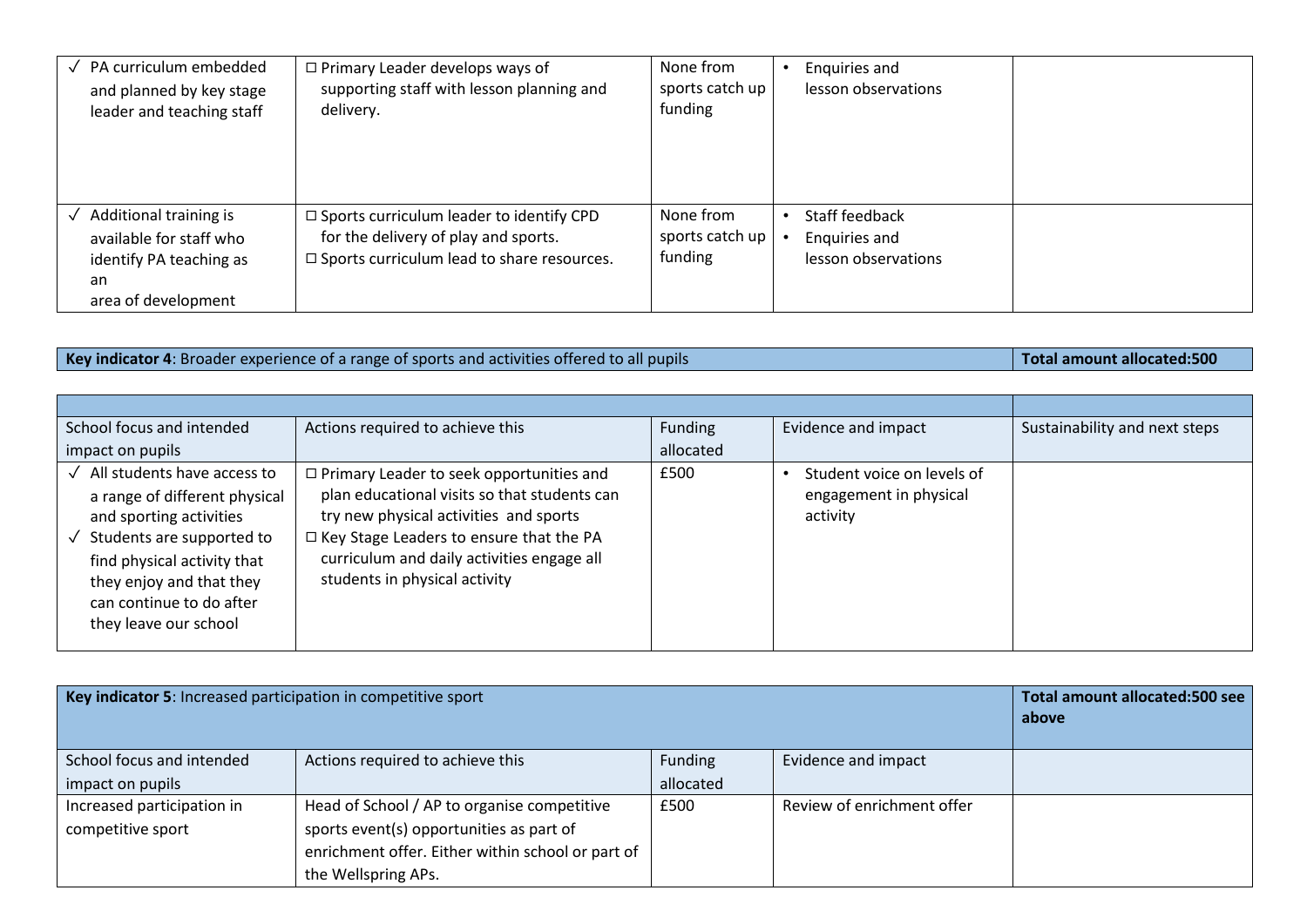| | | | | |
|---|---|---|---|---|
| ✓ PA curriculum embedded and planned by key stage leader and teaching staff | ☐ Primary Leader develops ways of supporting staff with lesson planning and delivery. | None from sports catch up funding | • Enquiries and lesson observations | |
| ✓ Additional training is available for staff who identify PA teaching as an area of development | ☐ Sports curriculum leader to identify CPD for the delivery of play and sports.<br>☐ Sports curriculum lead to share resources. | None from sports catch up funding | • Staff feedback<br>• Enquiries and lesson observations | |

| **Key indicator 4**: Broader experience of a range of sports and activities offered to all pupils | | | | **Total amount allocated:500** |
|---|---|---|---|---|
| | | | | |
| School focus and intended impact on pupils | Actions required to achieve this | Funding allocated | Evidence and impact | Sustainability and next steps |
| ✓ All students have access to a range of different physical and sporting activities<br>✓ Students are supported to find physical activity that they enjoy and that they can continue to do after they leave our school | ☐ Primary Leader to seek opportunities and plan educational visits so that students can try new physical activities and sports<br>☐ Key Stage Leaders to ensure that the PA curriculum and daily activities engage all students in physical activity | £500 | • Student voice on levels of engagement in physical activity | |

| **Key indicator 5**: Increased participation in competitive sport | | | | **Total amount allocated:500 see above** |
|---|---|---|---|---|
| School focus and intended impact on pupils | Actions required to achieve this | Funding allocated | Evidence and impact | |
| Increased participation in competitive sport | Head of School / AP to organise competitive sports event(s) opportunities as part of enrichment offer. Either within school or part of the Wellspring APs. | £500 | Review of enrichment offer | |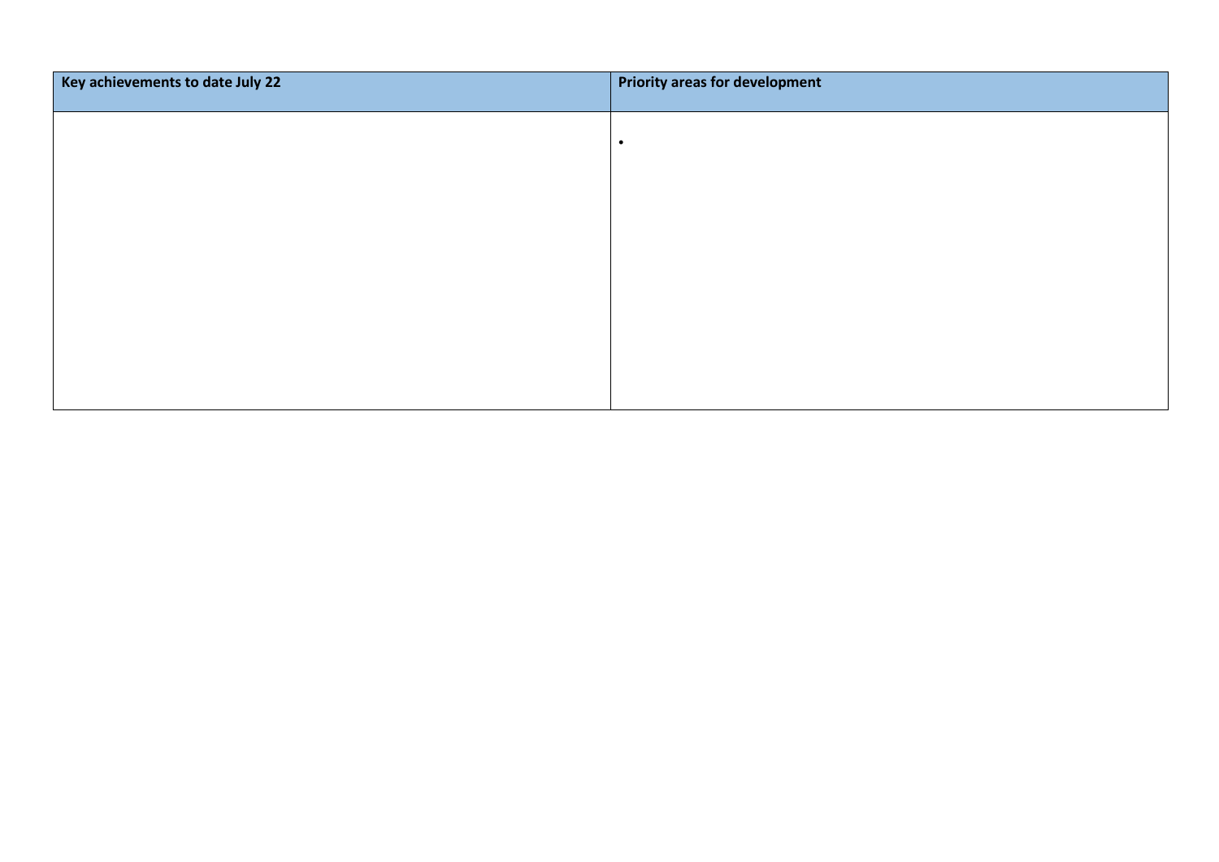| Key achievements to date July 22 | Priority areas for development |
| --- | --- |
| | • |